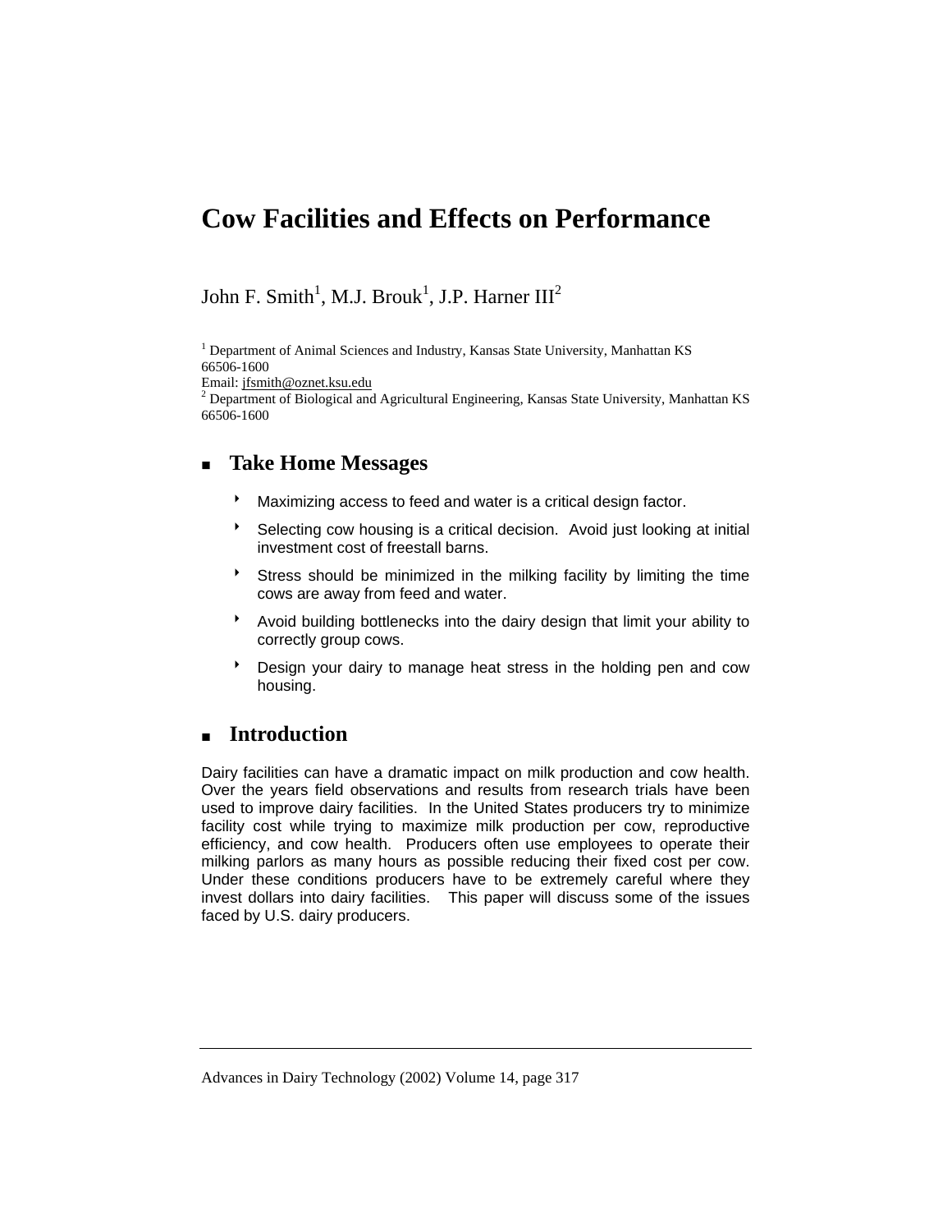# Cow Facilities and Effects on Performance

John F. Smith[1], M.J. Brouk[1], J.P. Harner III[2]

[1] Department of Animal Sciences and Industry, Kansas State University, Manhattan KS 66506-1600
Email: jfsmith@oznet.ksu.edu
[2] Department of Biological and Agricultural Engineering, Kansas State University, Manhattan KS 66506-1600

## Take Home Messages

- Maximizing access to feed and water is a critical design factor.
- Selecting cow housing is a critical decision. Avoid just looking at initial investment cost of freestall barns.
- Stress should be minimized in the milking facility by limiting the time cows are away from feed and water.
- Avoid building bottlenecks into the dairy design that limit your ability to correctly group cows.
- Design your dairy to manage heat stress in the holding pen and cow housing.

## Introduction

Dairy facilities can have a dramatic impact on milk production and cow health. Over the years field observations and results from research trials have been used to improve dairy facilities. In the United States producers try to minimize facility cost while trying to maximize milk production per cow, reproductive efficiency, and cow health. Producers often use employees to operate their milking parlors as many hours as possible reducing their fixed cost per cow. Under these conditions producers have to be extremely careful where they invest dollars into dairy facilities. This paper will discuss some of the issues faced by U.S. dairy producers.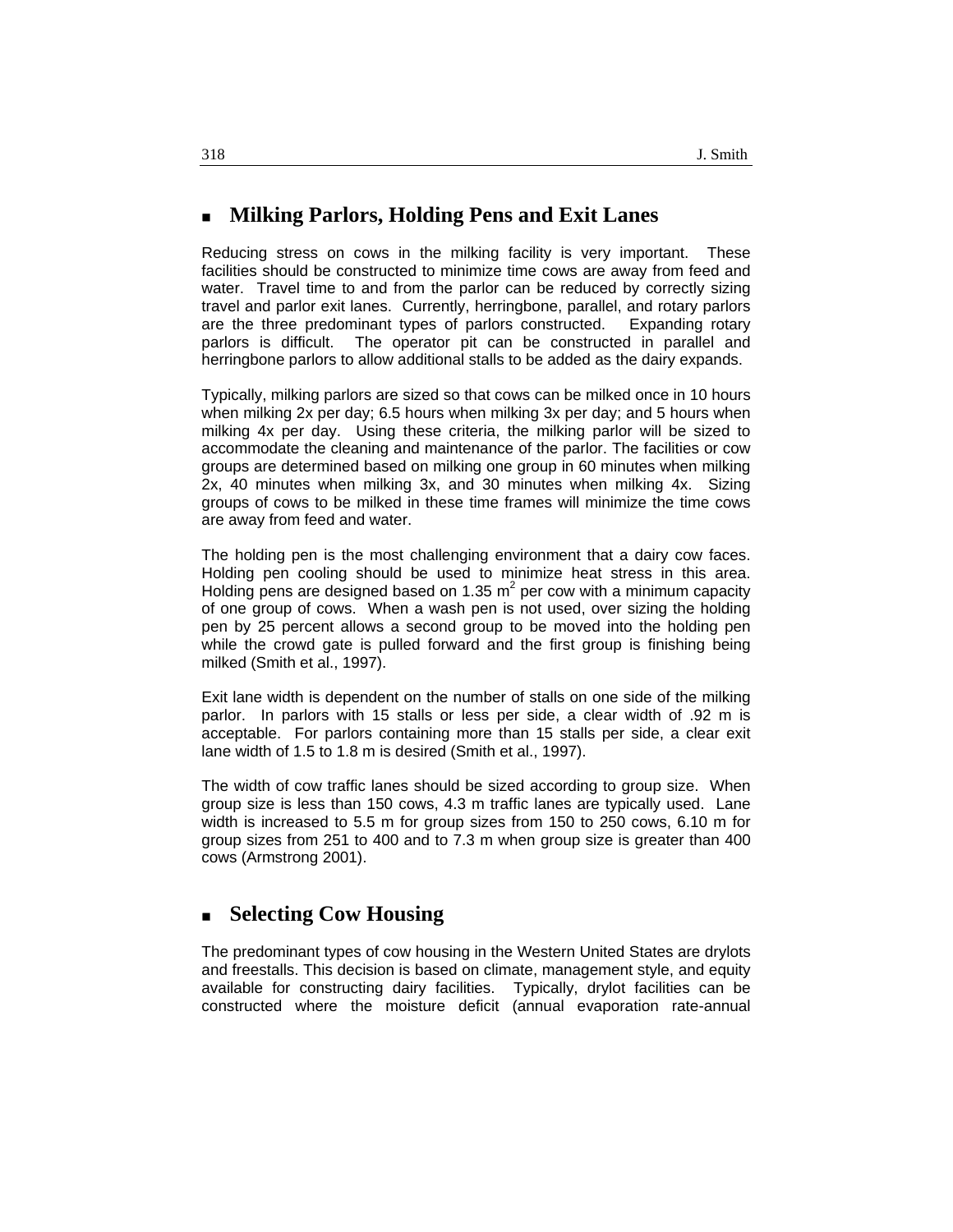## Milking Parlors, Holding Pens and Exit Lanes

Reducing stress on cows in the milking facility is very important. These facilities should be constructed to minimize time cows are away from feed and water. Travel time to and from the parlor can be reduced by correctly sizing travel and parlor exit lanes. Currently, herringbone, parallel, and rotary parlors are the three predominant types of parlors constructed. Expanding rotary parlors is difficult. The operator pit can be constructed in parallel and herringbone parlors to allow additional stalls to be added as the dairy expands.

Typically, milking parlors are sized so that cows can be milked once in 10 hours when milking 2x per day; 6.5 hours when milking 3x per day; and 5 hours when milking 4x per day. Using these criteria, the milking parlor will be sized to accommodate the cleaning and maintenance of the parlor. The facilities or cow groups are determined based on milking one group in 60 minutes when milking 2x, 40 minutes when milking 3x, and 30 minutes when milking 4x. Sizing groups of cows to be milked in these time frames will minimize the time cows are away from feed and water.

The holding pen is the most challenging environment that a dairy cow faces. Holding pen cooling should be used to minimize heat stress in this area. Holding pens are designed based on 1.35 $m^2$ per cow with a minimum capacity of one group of cows. When a wash pen is not used, over sizing the holding pen by 25 percent allows a second group to be moved into the holding pen while the crowd gate is pulled forward and the first group is finishing being milked (Smith et al., 1997).

Exit lane width is dependent on the number of stalls on one side of the milking parlor. In parlors with 15 stalls or less per side, a clear width of .92 m is acceptable. For parlors containing more than 15 stalls per side, a clear exit lane width of 1.5 to 1.8 m is desired (Smith et al., 1997).

The width of cow traffic lanes should be sized according to group size. When group size is less than 150 cows, 4.3 m traffic lanes are typically used. Lane width is increased to 5.5 m for group sizes from 150 to 250 cows, 6.10 m for group sizes from 251 to 400 and to 7.3 m when group size is greater than 400 cows (Armstrong 2001).

## Selecting Cow Housing

The predominant types of cow housing in the Western United States are drylots and freestalls. This decision is based on climate, management style, and equity available for constructing dairy facilities. Typically, drylot facilities can be constructed where the moisture deficit (annual evaporation rate-annual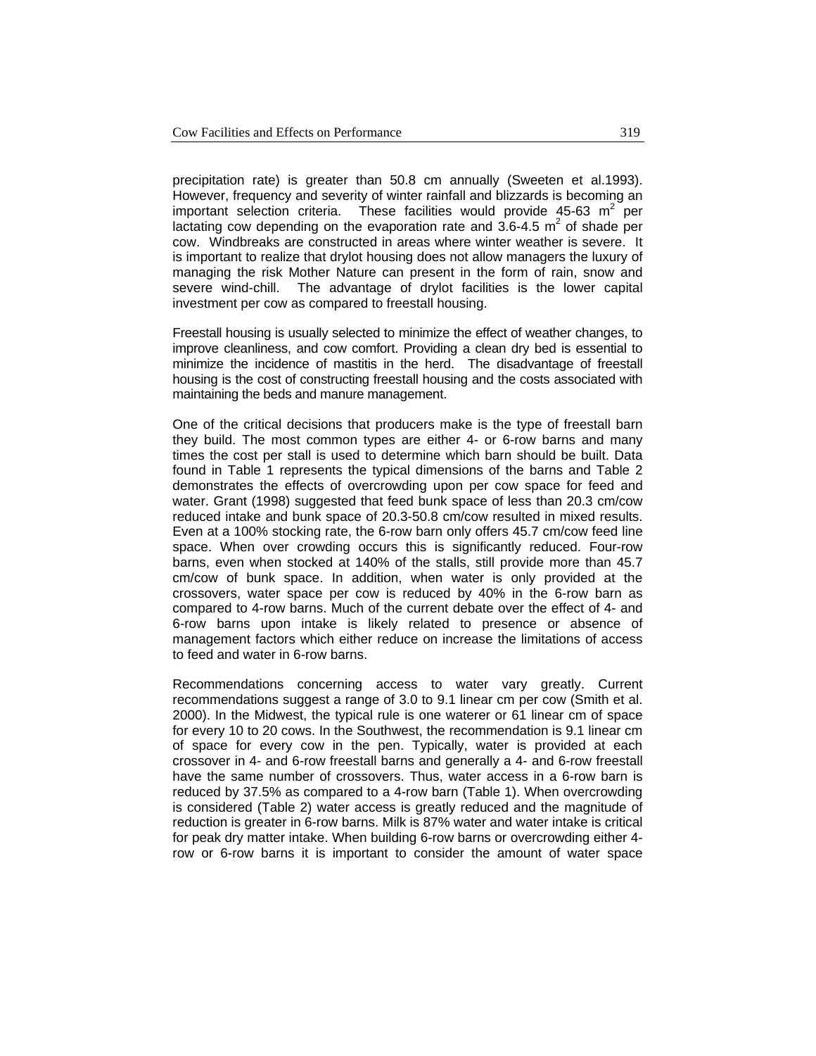precipitation rate) is greater than 50.8 cm annually (Sweeten et al.1993). However, frequency and severity of winter rainfall and blizzards is becoming an important selection criteria. These facilities would provide 45-63 $m^2$ per lactating cow depending on the evaporation rate and 3.6-4.5 $m^2$ of shade per cow. Windbreaks are constructed in areas where winter weather is severe. It is important to realize that drylot housing does not allow managers the luxury of managing the risk Mother Nature can present in the form of rain, snow and severe wind-chill. The advantage of drylot facilities is the lower capital investment per cow as compared to freestall housing.

Freestall housing is usually selected to minimize the effect of weather changes, to improve cleanliness, and cow comfort. Providing a clean dry bed is essential to minimize the incidence of mastitis in the herd. The disadvantage of freestall housing is the cost of constructing freestall housing and the costs associated with maintaining the beds and manure management.

One of the critical decisions that producers make is the type of freestall barn they build. The most common types are either 4- or 6-row barns and many times the cost per stall is used to determine which barn should be built. Data found in Table 1 represents the typical dimensions of the barns and Table 2 demonstrates the effects of overcrowding upon per cow space for feed and water. Grant (1998) suggested that feed bunk space of less than 20.3 cm/cow reduced intake and bunk space of 20.3-50.8 cm/cow resulted in mixed results. Even at a 100% stocking rate, the 6-row barn only offers 45.7 cm/cow feed line space. When over crowding occurs this is significantly reduced. Four-row barns, even when stocked at 140% of the stalls, still provide more than 45.7 cm/cow of bunk space. In addition, when water is only provided at the crossovers, water space per cow is reduced by 40% in the 6-row barn as compared to 4-row barns. Much of the current debate over the effect of 4- and 6-row barns upon intake is likely related to presence or absence of management factors which either reduce on increase the limitations of access to feed and water in 6-row barns.

Recommendations concerning access to water vary greatly. Current recommendations suggest a range of 3.0 to 9.1 linear cm per cow (Smith et al. 2000). In the Midwest, the typical rule is one waterer or 61 linear cm of space for every 10 to 20 cows. In the Southwest, the recommendation is 9.1 linear cm of space for every cow in the pen. Typically, water is provided at each crossover in 4- and 6-row freestall barns and generally a 4- and 6-row freestall have the same number of crossovers. Thus, water access in a 6-row barn is reduced by 37.5% as compared to a 4-row barn (Table 1). When overcrowding is considered (Table 2) water access is greatly reduced and the magnitude of reduction is greater in 6-row barns. Milk is 87% water and water intake is critical for peak dry matter intake. When building 6-row barns or overcrowding either 4-row or 6-row barns it is important to consider the amount of water space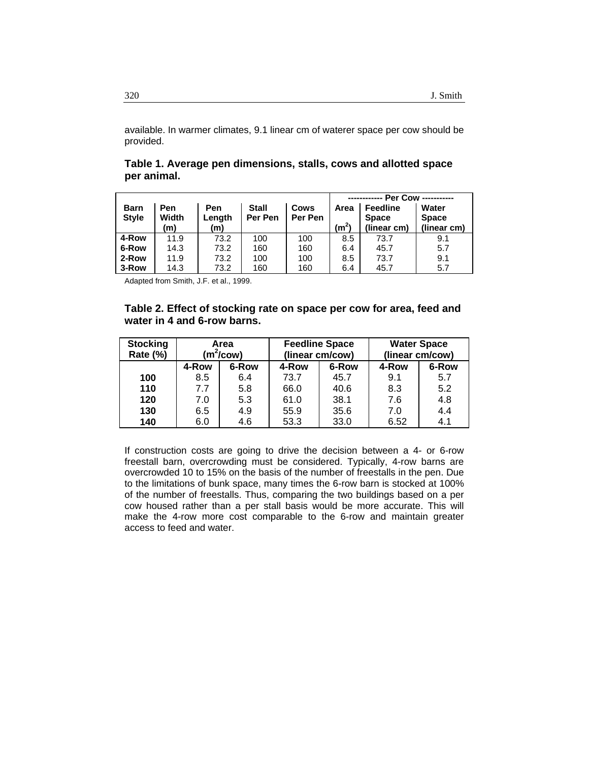available. In warmer climates, 9.1 linear cm of waterer space per cow should be provided.

**Table 1. Average pen dimensions, stalls, cows and allotted space per animal.**

| Barn Style | Pen Width (m) | Pen Length (m) | Stall Per Pen | Cows Per Pen | Per Cow: Area ($m^2$) | Per Cow: Feedline Space (linear cm) | Per Cow: Water Space (linear cm) |
|---|---|---|---|---|---|---|---|
| 4-Row | 11.9 | 73.2 | 100 | 100 | 8.5 | 73.7 | 9.1 |
| 6-Row | 14.3 | 73.2 | 160 | 160 | 6.4 | 45.7 | 5.7 |
| 2-Row | 11.9 | 73.2 | 100 | 100 | 8.5 | 73.7 | 9.1 |
| 3-Row | 14.3 | 73.2 | 160 | 160 | 6.4 | 45.7 | 5.7 |

Adapted from Smith, J.F. et al., 1999.

**Table 2. Effect of stocking rate on space per cow for area, feed and water in 4 and 6-row barns.**

| Stocking Rate (%) | Area ($m^2$/cow) | | Feedline Space (linear cm/cow) | | Water Space (linear cm/cow) | |
|---|---|---|---|---|---|---|
| | 4-Row | 6-Row | 4-Row | 6-Row | 4-Row | 6-Row |
| **100** | 8.5 | 6.4 | 73.7 | 45.7 | 9.1 | 5.7 |
| **110** | 7.7 | 5.8 | 66.0 | 40.6 | 8.3 | 5.2 |
| **120** | 7.0 | 5.3 | 61.0 | 38.1 | 7.6 | 4.8 |
| **130** | 6.5 | 4.9 | 55.9 | 35.6 | 7.0 | 4.4 |
| **140** | 6.0 | 4.6 | 53.3 | 33.0 | 6.52 | 4.1 |

If construction costs are going to drive the decision between a 4- or 6-row freestall barn, overcrowding must be considered. Typically, 4-row barns are overcrowded 10 to 15% on the basis of the number of freestalls in the pen. Due to the limitations of bunk space, many times the 6-row barn is stocked at 100% of the number of freestalls. Thus, comparing the two buildings based on a per cow housed rather than a per stall basis would be more accurate. This will make the 4-row more cost comparable to the 6-row and maintain greater access to feed and water.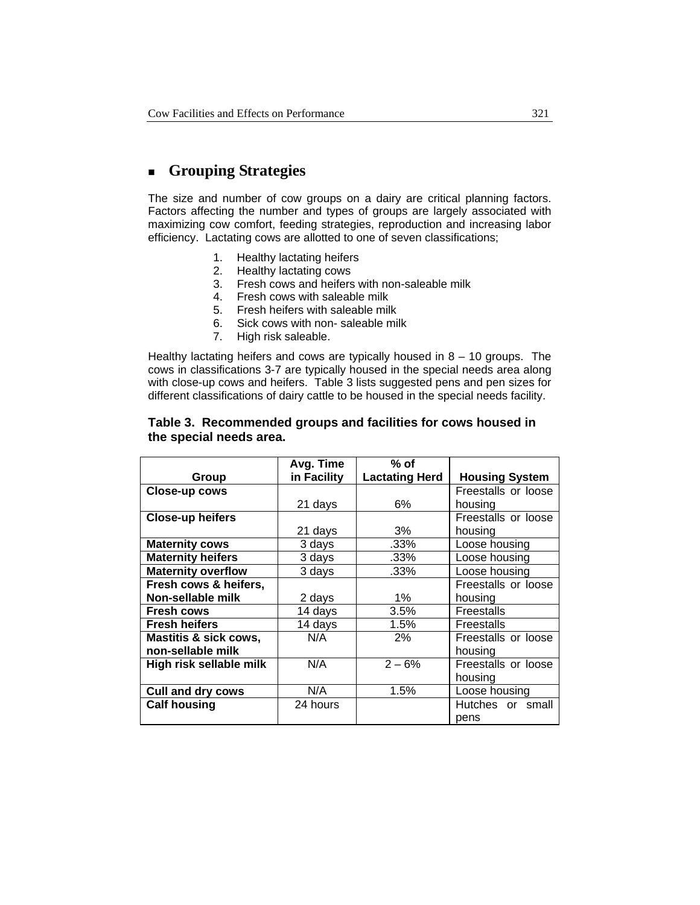## Grouping Strategies

The size and number of cow groups on a dairy are critical planning factors. Factors affecting the number and types of groups are largely associated with maximizing cow comfort, feeding strategies, reproduction and increasing labor efficiency. Lactating cows are allotted to one of seven classifications;

1. Healthy lactating heifers
2. Healthy lactating cows
3. Fresh cows and heifers with non-saleable milk
4. Fresh cows with saleable milk
5. Fresh heifers with saleable milk
6. Sick cows with non- saleable milk
7. High risk saleable.

Healthy lactating heifers and cows are typically housed in 8 – 10 groups. The cows in classifications 3-7 are typically housed in the special needs area along with close-up cows and heifers. Table 3 lists suggested pens and pen sizes for different classifications of dairy cattle to be housed in the special needs facility.

**Table 3. Recommended groups and facilities for cows housed in the special needs area.**

| Group | Avg. Time in Facility | % of Lactating Herd | Housing System |
|---|---|---|---|
| **Close-up cows** | 21 days | 6% | Freestalls or loose housing |
| **Close-up heifers** | 21 days | 3% | Freestalls or loose housing |
| **Maternity cows** | 3 days | .33% | Loose housing |
| **Maternity heifers** | 3 days | .33% | Loose housing |
| **Maternity overflow** | 3 days | .33% | Loose housing |
| **Fresh cows & heifers, Non-sellable milk** | 2 days | 1% | Freestalls or loose housing |
| **Fresh cows** | 14 days | 3.5% | Freestalls |
| **Fresh heifers** | 14 days | 1.5% | Freestalls |
| **Mastitis & sick cows, non-sellable milk** | N/A | 2% | Freestalls or loose housing |
| **High risk sellable milk** | N/A | 2 – 6% | Freestalls or loose housing |
| **Cull and dry cows** | N/A | 1.5% | Loose housing |
| **Calf housing** | 24 hours | | Hutches or small pens |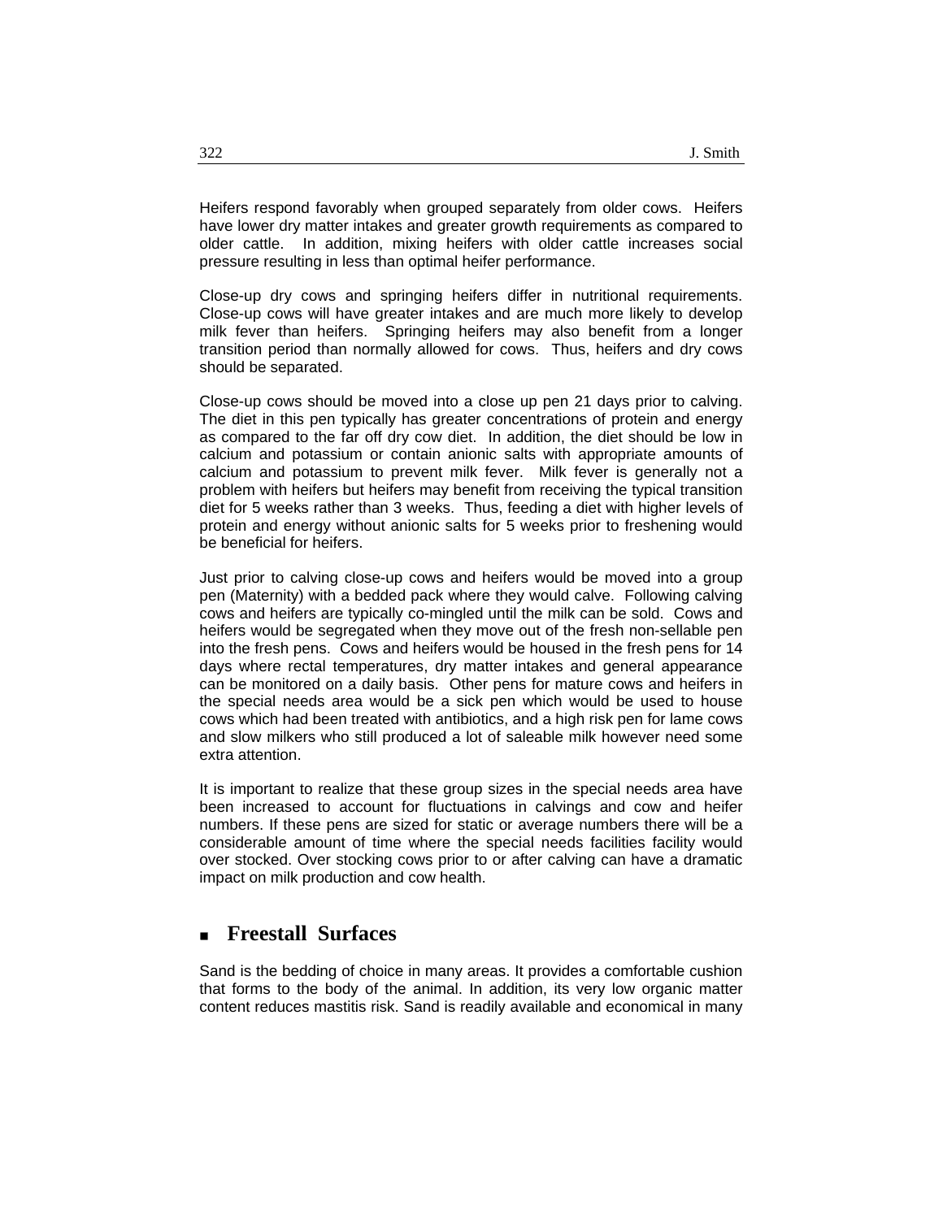Heifers respond favorably when grouped separately from older cows. Heifers have lower dry matter intakes and greater growth requirements as compared to older cattle. In addition, mixing heifers with older cattle increases social pressure resulting in less than optimal heifer performance.

Close-up dry cows and springing heifers differ in nutritional requirements. Close-up cows will have greater intakes and are much more likely to develop milk fever than heifers. Springing heifers may also benefit from a longer transition period than normally allowed for cows. Thus, heifers and dry cows should be separated.

Close-up cows should be moved into a close up pen 21 days prior to calving. The diet in this pen typically has greater concentrations of protein and energy as compared to the far off dry cow diet. In addition, the diet should be low in calcium and potassium or contain anionic salts with appropriate amounts of calcium and potassium to prevent milk fever. Milk fever is generally not a problem with heifers but heifers may benefit from receiving the typical transition diet for 5 weeks rather than 3 weeks. Thus, feeding a diet with higher levels of protein and energy without anionic salts for 5 weeks prior to freshening would be beneficial for heifers.

Just prior to calving close-up cows and heifers would be moved into a group pen (Maternity) with a bedded pack where they would calve. Following calving cows and heifers are typically co-mingled until the milk can be sold. Cows and heifers would be segregated when they move out of the fresh non-sellable pen into the fresh pens. Cows and heifers would be housed in the fresh pens for 14 days where rectal temperatures, dry matter intakes and general appearance can be monitored on a daily basis. Other pens for mature cows and heifers in the special needs area would be a sick pen which would be used to house cows which had been treated with antibiotics, and a high risk pen for lame cows and slow milkers who still produced a lot of saleable milk however need some extra attention.

It is important to realize that these group sizes in the special needs area have been increased to account for fluctuations in calvings and cow and heifer numbers. If these pens are sized for static or average numbers there will be a considerable amount of time where the special needs facilities facility would over stocked. Over stocking cows prior to or after calving can have a dramatic impact on milk production and cow health.

## Freestall Surfaces

Sand is the bedding of choice in many areas. It provides a comfortable cushion that forms to the body of the animal. In addition, its very low organic matter content reduces mastitis risk. Sand is readily available and economical in many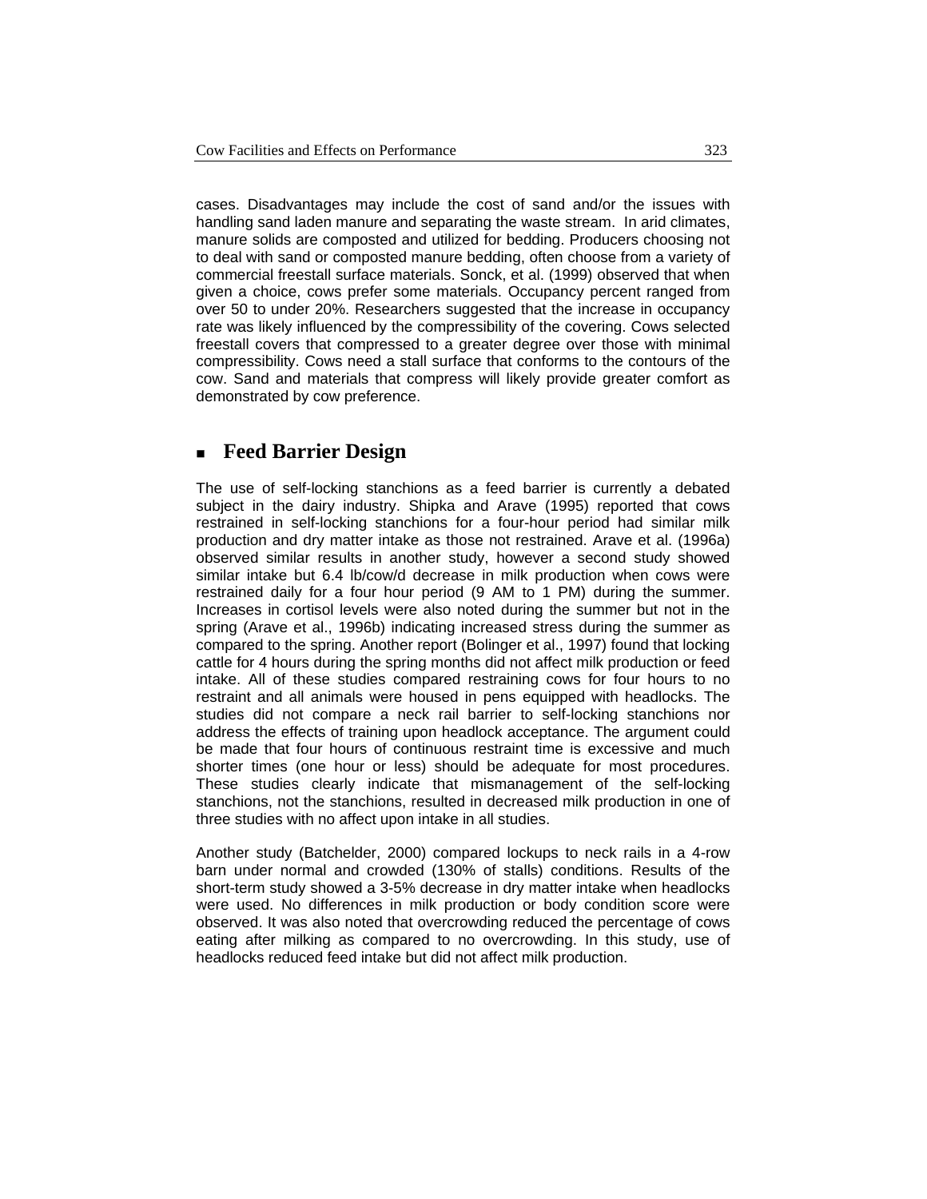cases. Disadvantages may include the cost of sand and/or the issues with handling sand laden manure and separating the waste stream. In arid climates, manure solids are composted and utilized for bedding. Producers choosing not to deal with sand or composted manure bedding, often choose from a variety of commercial freestall surface materials. Sonck, et al. (1999) observed that when given a choice, cows prefer some materials. Occupancy percent ranged from over 50 to under 20%. Researchers suggested that the increase in occupancy rate was likely influenced by the compressibility of the covering. Cows selected freestall covers that compressed to a greater degree over those with minimal compressibility. Cows need a stall surface that conforms to the contours of the cow. Sand and materials that compress will likely provide greater comfort as demonstrated by cow preference.

## Feed Barrier Design

The use of self-locking stanchions as a feed barrier is currently a debated subject in the dairy industry. Shipka and Arave (1995) reported that cows restrained in self-locking stanchions for a four-hour period had similar milk production and dry matter intake as those not restrained. Arave et al. (1996a) observed similar results in another study, however a second study showed similar intake but 6.4 lb/cow/d decrease in milk production when cows were restrained daily for a four hour period (9 AM to 1 PM) during the summer. Increases in cortisol levels were also noted during the summer but not in the spring (Arave et al., 1996b) indicating increased stress during the summer as compared to the spring. Another report (Bolinger et al., 1997) found that locking cattle for 4 hours during the spring months did not affect milk production or feed intake. All of these studies compared restraining cows for four hours to no restraint and all animals were housed in pens equipped with headlocks. The studies did not compare a neck rail barrier to self-locking stanchions nor address the effects of training upon headlock acceptance. The argument could be made that four hours of continuous restraint time is excessive and much shorter times (one hour or less) should be adequate for most procedures. These studies clearly indicate that mismanagement of the self-locking stanchions, not the stanchions, resulted in decreased milk production in one of three studies with no affect upon intake in all studies.

Another study (Batchelder, 2000) compared lockups to neck rails in a 4-row barn under normal and crowded (130% of stalls) conditions. Results of the short-term study showed a 3-5% decrease in dry matter intake when headlocks were used. No differences in milk production or body condition score were observed. It was also noted that overcrowding reduced the percentage of cows eating after milking as compared to no overcrowding. In this study, use of headlocks reduced feed intake but did not affect milk production.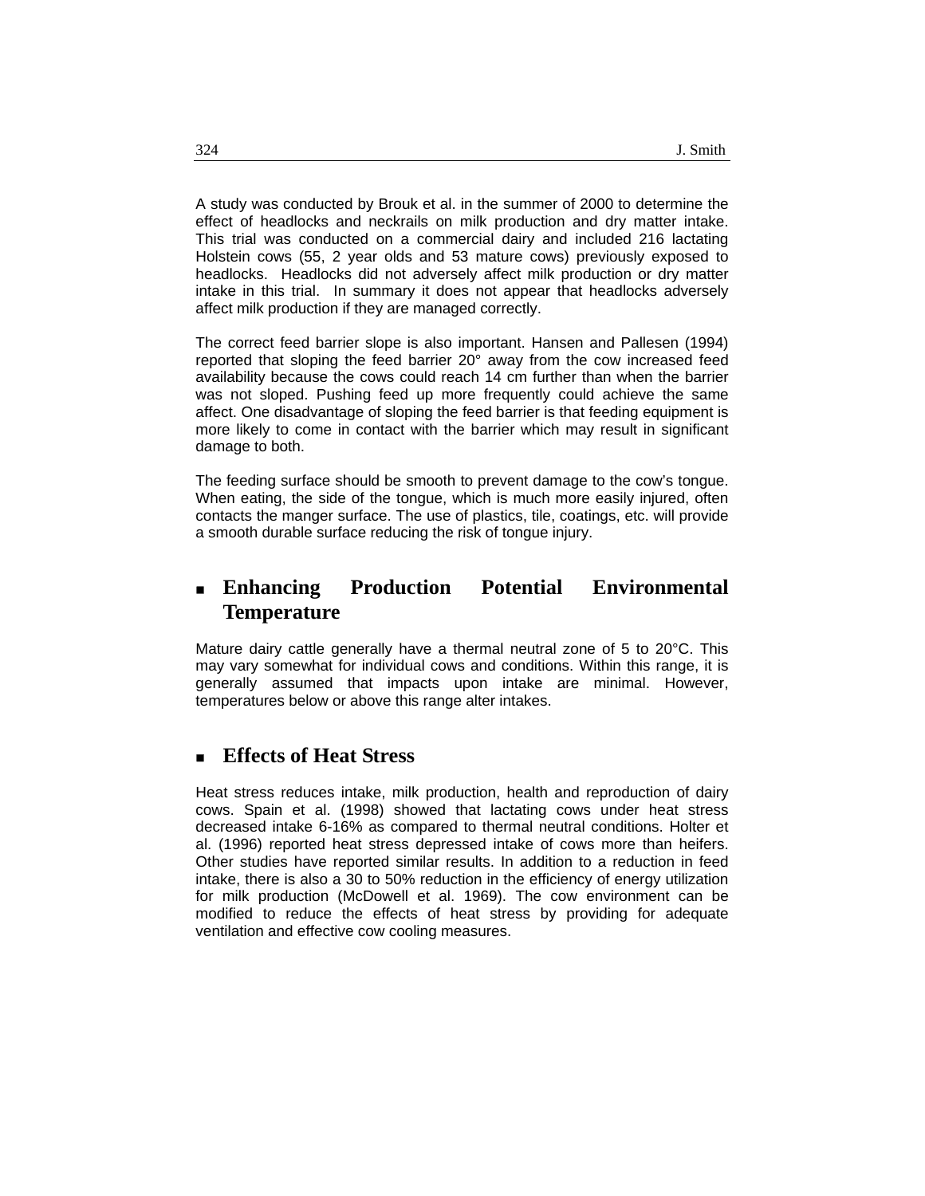A study was conducted by Brouk et al. in the summer of 2000 to determine the effect of headlocks and neckrails on milk production and dry matter intake. This trial was conducted on a commercial dairy and included 216 lactating Holstein cows (55, 2 year olds and 53 mature cows) previously exposed to headlocks. Headlocks did not adversely affect milk production or dry matter intake in this trial. In summary it does not appear that headlocks adversely affect milk production if they are managed correctly.

The correct feed barrier slope is also important. Hansen and Pallesen (1994) reported that sloping the feed barrier 20° away from the cow increased feed availability because the cows could reach 14 cm further than when the barrier was not sloped. Pushing feed up more frequently could achieve the same affect. One disadvantage of sloping the feed barrier is that feeding equipment is more likely to come in contact with the barrier which may result in significant damage to both.

The feeding surface should be smooth to prevent damage to the cow's tongue. When eating, the side of the tongue, which is much more easily injured, often contacts the manger surface. The use of plastics, tile, coatings, etc. will provide a smooth durable surface reducing the risk of tongue injury.

## Enhancing Production Potential Environmental Temperature

Mature dairy cattle generally have a thermal neutral zone of 5 to 20°C. This may vary somewhat for individual cows and conditions. Within this range, it is generally assumed that impacts upon intake are minimal. However, temperatures below or above this range alter intakes.

## Effects of Heat Stress

Heat stress reduces intake, milk production, health and reproduction of dairy cows. Spain et al. (1998) showed that lactating cows under heat stress decreased intake 6-16% as compared to thermal neutral conditions. Holter et al. (1996) reported heat stress depressed intake of cows more than heifers. Other studies have reported similar results. In addition to a reduction in feed intake, there is also a 30 to 50% reduction in the efficiency of energy utilization for milk production (McDowell et al. 1969). The cow environment can be modified to reduce the effects of heat stress by providing for adequate ventilation and effective cow cooling measures.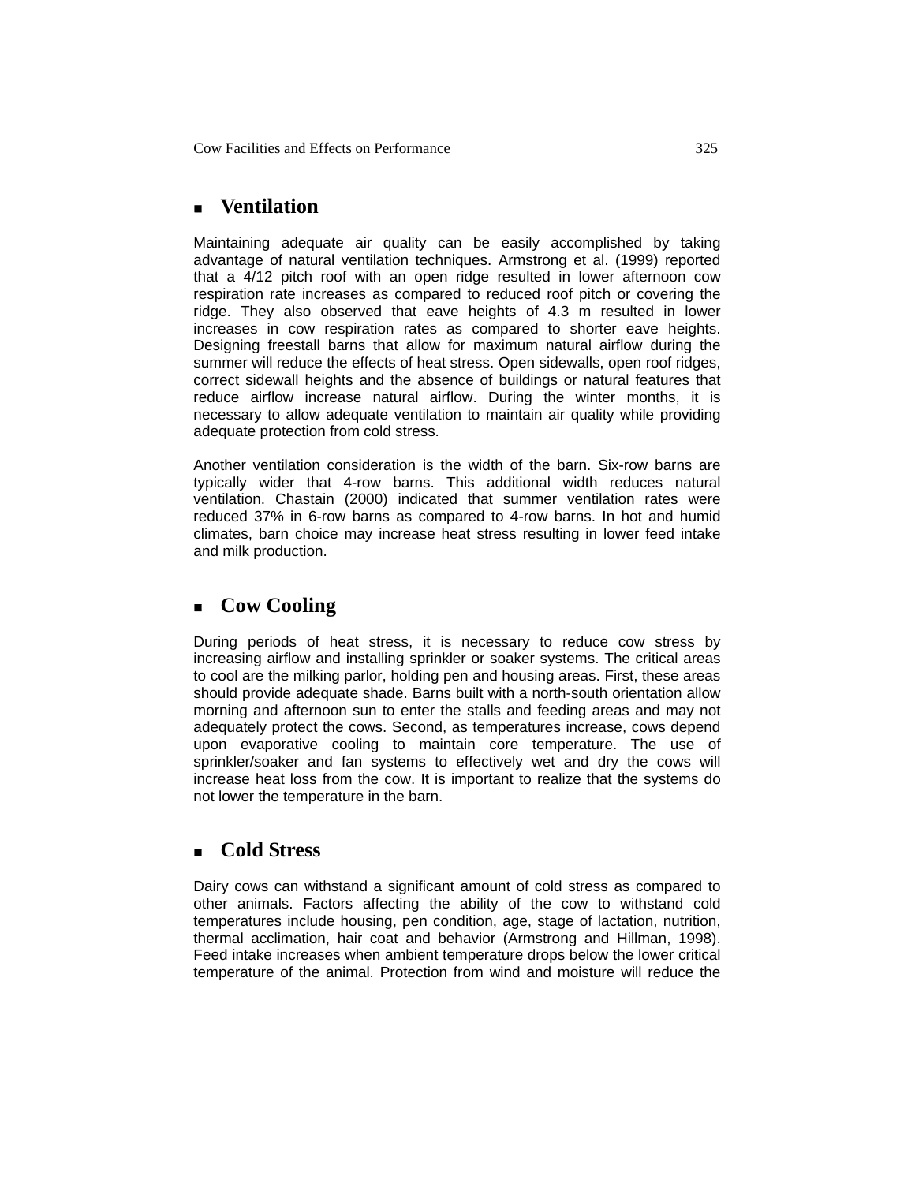## Ventilation

Maintaining adequate air quality can be easily accomplished by taking advantage of natural ventilation techniques. Armstrong et al. (1999) reported that a 4/12 pitch roof with an open ridge resulted in lower afternoon cow respiration rate increases as compared to reduced roof pitch or covering the ridge. They also observed that eave heights of 4.3 m resulted in lower increases in cow respiration rates as compared to shorter eave heights. Designing freestall barns that allow for maximum natural airflow during the summer will reduce the effects of heat stress. Open sidewalls, open roof ridges, correct sidewall heights and the absence of buildings or natural features that reduce airflow increase natural airflow. During the winter months, it is necessary to allow adequate ventilation to maintain air quality while providing adequate protection from cold stress.

Another ventilation consideration is the width of the barn. Six-row barns are typically wider that 4-row barns. This additional width reduces natural ventilation. Chastain (2000) indicated that summer ventilation rates were reduced 37% in 6-row barns as compared to 4-row barns. In hot and humid climates, barn choice may increase heat stress resulting in lower feed intake and milk production.

## Cow Cooling

During periods of heat stress, it is necessary to reduce cow stress by increasing airflow and installing sprinkler or soaker systems. The critical areas to cool are the milking parlor, holding pen and housing areas. First, these areas should provide adequate shade. Barns built with a north-south orientation allow morning and afternoon sun to enter the stalls and feeding areas and may not adequately protect the cows. Second, as temperatures increase, cows depend upon evaporative cooling to maintain core temperature. The use of sprinkler/soaker and fan systems to effectively wet and dry the cows will increase heat loss from the cow. It is important to realize that the systems do not lower the temperature in the barn.

## Cold Stress

Dairy cows can withstand a significant amount of cold stress as compared to other animals. Factors affecting the ability of the cow to withstand cold temperatures include housing, pen condition, age, stage of lactation, nutrition, thermal acclimation, hair coat and behavior (Armstrong and Hillman, 1998). Feed intake increases when ambient temperature drops below the lower critical temperature of the animal. Protection from wind and moisture will reduce the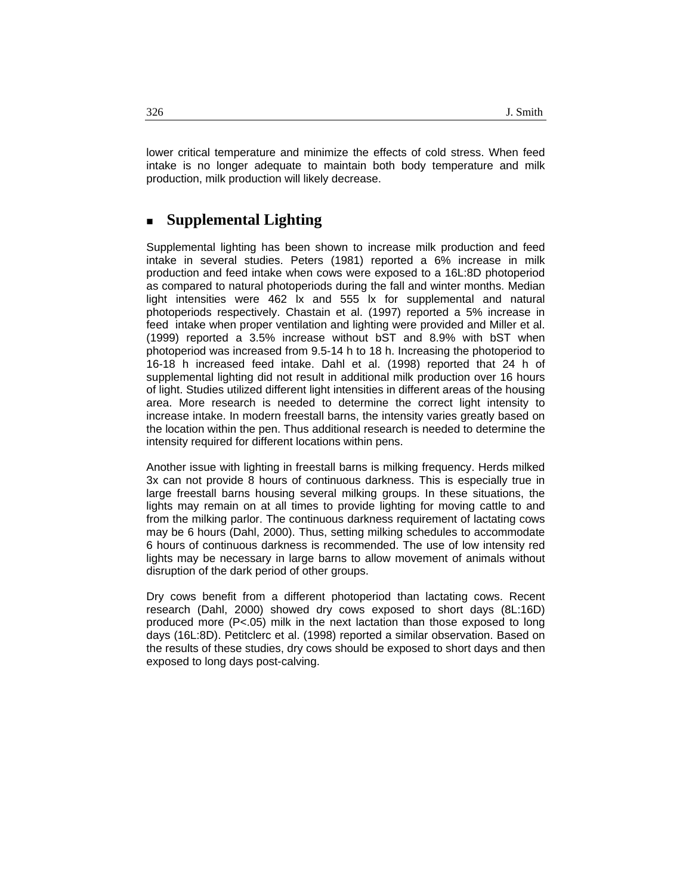lower critical temperature and minimize the effects of cold stress. When feed intake is no longer adequate to maintain both body temperature and milk production, milk production will likely decrease.

## Supplemental Lighting

Supplemental lighting has been shown to increase milk production and feed intake in several studies. Peters (1981) reported a 6% increase in milk production and feed intake when cows were exposed to a 16L:8D photoperiod as compared to natural photoperiods during the fall and winter months. Median light intensities were 462 lx and 555 lx for supplemental and natural photoperiods respectively. Chastain et al. (1997) reported a 5% increase in feed intake when proper ventilation and lighting were provided and Miller et al. (1999) reported a 3.5% increase without bST and 8.9% with bST when photoperiod was increased from 9.5-14 h to 18 h. Increasing the photoperiod to 16-18 h increased feed intake. Dahl et al. (1998) reported that 24 h of supplemental lighting did not result in additional milk production over 16 hours of light. Studies utilized different light intensities in different areas of the housing area. More research is needed to determine the correct light intensity to increase intake. In modern freestall barns, the intensity varies greatly based on the location within the pen. Thus additional research is needed to determine the intensity required for different locations within pens.

Another issue with lighting in freestall barns is milking frequency. Herds milked 3x can not provide 8 hours of continuous darkness. This is especially true in large freestall barns housing several milking groups. In these situations, the lights may remain on at all times to provide lighting for moving cattle to and from the milking parlor. The continuous darkness requirement of lactating cows may be 6 hours (Dahl, 2000). Thus, setting milking schedules to accommodate 6 hours of continuous darkness is recommended. The use of low intensity red lights may be necessary in large barns to allow movement of animals without disruption of the dark period of other groups.

Dry cows benefit from a different photoperiod than lactating cows. Recent research (Dahl, 2000) showed dry cows exposed to short days (8L:16D) produced more ($P<.05$) milk in the next lactation than those exposed to long days (16L:8D). Petitclerc et al. (1998) reported a similar observation. Based on the results of these studies, dry cows should be exposed to short days and then exposed to long days post-calving.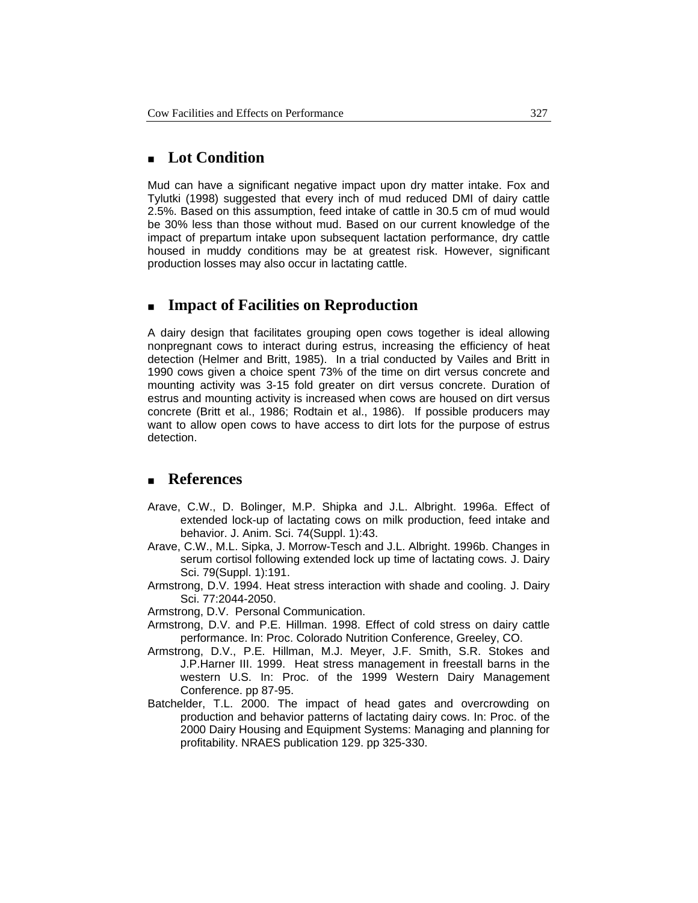## Lot Condition

Mud can have a significant negative impact upon dry matter intake. Fox and Tylutki (1998) suggested that every inch of mud reduced DMI of dairy cattle 2.5%. Based on this assumption, feed intake of cattle in 30.5 cm of mud would be 30% less than those without mud. Based on our current knowledge of the impact of prepartum intake upon subsequent lactation performance, dry cattle housed in muddy conditions may be at greatest risk. However, significant production losses may also occur in lactating cattle.

## Impact of Facilities on Reproduction

A dairy design that facilitates grouping open cows together is ideal allowing nonpregnant cows to interact during estrus, increasing the efficiency of heat detection (Helmer and Britt, 1985). In a trial conducted by Vailes and Britt in 1990 cows given a choice spent 73% of the time on dirt versus concrete and mounting activity was 3-15 fold greater on dirt versus concrete. Duration of estrus and mounting activity is increased when cows are housed on dirt versus concrete (Britt et al., 1986; Rodtain et al., 1986). If possible producers may want to allow open cows to have access to dirt lots for the purpose of estrus detection.

## References

Arave, C.W., D. Bolinger, M.P. Shipka and J.L. Albright. 1996a. Effect of extended lock-up of lactating cows on milk production, feed intake and behavior. J. Anim. Sci. 74(Suppl. 1):43.

Arave, C.W., M.L. Sipka, J. Morrow-Tesch and J.L. Albright. 1996b. Changes in serum cortisol following extended lock up time of lactating cows. J. Dairy Sci. 79(Suppl. 1):191.

Armstrong, D.V. 1994. Heat stress interaction with shade and cooling. J. Dairy Sci. 77:2044-2050.

Armstrong, D.V. Personal Communication.

Armstrong, D.V. and P.E. Hillman. 1998. Effect of cold stress on dairy cattle performance. In: Proc. Colorado Nutrition Conference, Greeley, CO.

Armstrong, D.V., P.E. Hillman, M.J. Meyer, J.F. Smith, S.R. Stokes and J.P.Harner III. 1999. Heat stress management in freestall barns in the western U.S. In: Proc. of the 1999 Western Dairy Management Conference. pp 87-95.

Batchelder, T.L. 2000. The impact of head gates and overcrowding on production and behavior patterns of lactating dairy cows. In: Proc. of the 2000 Dairy Housing and Equipment Systems: Managing and planning for profitability. NRAES publication 129. pp 325-330.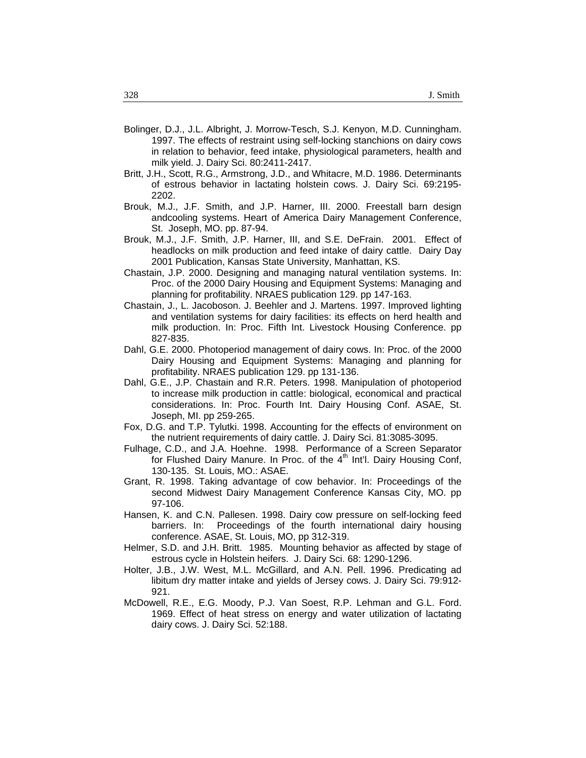Bolinger, D.J., J.L. Albright, J. Morrow-Tesch, S.J. Kenyon, M.D. Cunningham. 1997. The effects of restraint using self-locking stanchions on dairy cows in relation to behavior, feed intake, physiological parameters, health and milk yield. J. Dairy Sci. 80:2411-2417.

Britt, J.H., Scott, R.G., Armstrong, J.D., and Whitacre, M.D. 1986. Determinants of estrous behavior in lactating holstein cows. J. Dairy Sci. 69:2195-2202.

Brouk, M.J., J.F. Smith, and J.P. Harner, III. 2000. Freestall barn design andcooling systems. Heart of America Dairy Management Conference, St. Joseph, MO. pp. 87-94.

Brouk, M.J., J.F. Smith, J.P. Harner, III, and S.E. DeFrain. 2001. Effect of headlocks on milk production and feed intake of dairy cattle. Dairy Day 2001 Publication, Kansas State University, Manhattan, KS.

Chastain, J.P. 2000. Designing and managing natural ventilation systems. In: Proc. of the 2000 Dairy Housing and Equipment Systems: Managing and planning for profitability. NRAES publication 129. pp 147-163.

Chastain, J., L. Jacoboson. J. Beehler and J. Martens. 1997. Improved lighting and ventilation systems for dairy facilities: its effects on herd health and milk production. In: Proc. Fifth Int. Livestock Housing Conference. pp 827-835.

Dahl, G.E. 2000. Photoperiod management of dairy cows. In: Proc. of the 2000 Dairy Housing and Equipment Systems: Managing and planning for profitability. NRAES publication 129. pp 131-136.

Dahl, G.E., J.P. Chastain and R.R. Peters. 1998. Manipulation of photoperiod to increase milk production in cattle: biological, economical and practical considerations. In: Proc. Fourth Int. Dairy Housing Conf. ASAE, St. Joseph, MI. pp 259-265.

Fox, D.G. and T.P. Tylutki. 1998. Accounting for the effects of environment on the nutrient requirements of dairy cattle. J. Dairy Sci. 81:3085-3095.

Fulhage, C.D., and J.A. Hoehne. 1998. Performance of a Screen Separator for Flushed Dairy Manure. In Proc. of the 4th Int'l. Dairy Housing Conf, 130-135. St. Louis, MO.: ASAE.

Grant, R. 1998. Taking advantage of cow behavior. In: Proceedings of the second Midwest Dairy Management Conference Kansas City, MO. pp 97-106.

Hansen, K. and C.N. Pallesen. 1998. Dairy cow pressure on self-locking feed barriers. In: Proceedings of the fourth international dairy housing conference. ASAE, St. Louis, MO, pp 312-319.

Helmer, S.D. and J.H. Britt. 1985. Mounting behavior as affected by stage of estrous cycle in Holstein heifers. J. Dairy Sci. 68: 1290-1296.

Holter, J.B., J.W. West, M.L. McGillard, and A.N. Pell. 1996. Predicating ad libitum dry matter intake and yields of Jersey cows. J. Dairy Sci. 79:912-921.

McDowell, R.E., E.G. Moody, P.J. Van Soest, R.P. Lehman and G.L. Ford. 1969. Effect of heat stress on energy and water utilization of lactating dairy cows. J. Dairy Sci. 52:188.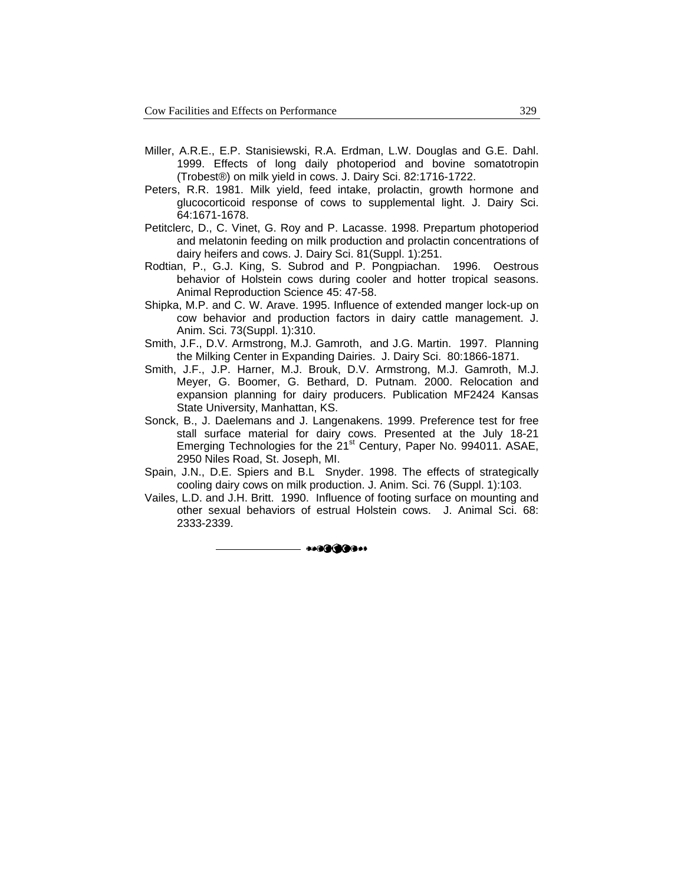Miller, A.R.E., E.P. Stanisiewski, R.A. Erdman, L.W. Douglas and G.E. Dahl. 1999. Effects of long daily photoperiod and bovine somatotropin (Trobest®) on milk yield in cows. J. Dairy Sci. 82:1716-1722.

Peters, R.R. 1981. Milk yield, feed intake, prolactin, growth hormone and glucocorticoid response of cows to supplemental light. J. Dairy Sci. 64:1671-1678.

Petitclerc, D., C. Vinet, G. Roy and P. Lacasse. 1998. Prepartum photoperiod and melatonin feeding on milk production and prolactin concentrations of dairy heifers and cows. J. Dairy Sci. 81(Suppl. 1):251.

Rodtian, P., G.J. King, S. Subrod and P. Pongpiachan. 1996. Oestrous behavior of Holstein cows during cooler and hotter tropical seasons. Animal Reproduction Science 45: 47-58.

Shipka, M.P. and C. W. Arave. 1995. Influence of extended manger lock-up on cow behavior and production factors in dairy cattle management. J. Anim. Sci. 73(Suppl. 1):310.

Smith, J.F., D.V. Armstrong, M.J. Gamroth, and J.G. Martin. 1997. Planning the Milking Center in Expanding Dairies. J. Dairy Sci. 80:1866-1871.

Smith, J.F., J.P. Harner, M.J. Brouk, D.V. Armstrong, M.J. Gamroth, M.J. Meyer, G. Boomer, G. Bethard, D. Putnam. 2000. Relocation and expansion planning for dairy producers. Publication MF2424 Kansas State University, Manhattan, KS.

Sonck, B., J. Daelemans and J. Langenakens. 1999. Preference test for free stall surface material for dairy cows. Presented at the July 18-21 Emerging Technologies for the 21st Century, Paper No. 994011. ASAE, 2950 Niles Road, St. Joseph, MI.

Spain, J.N., D.E. Spiers and B.L Snyder. 1998. The effects of strategically cooling dairy cows on milk production. J. Anim. Sci. 76 (Suppl. 1):103.

Vailes, L.D. and J.H. Britt. 1990. Influence of footing surface on mounting and other sexual behaviors of estrual Holstein cows. J. Animal Sci. 68: 2333-2339.